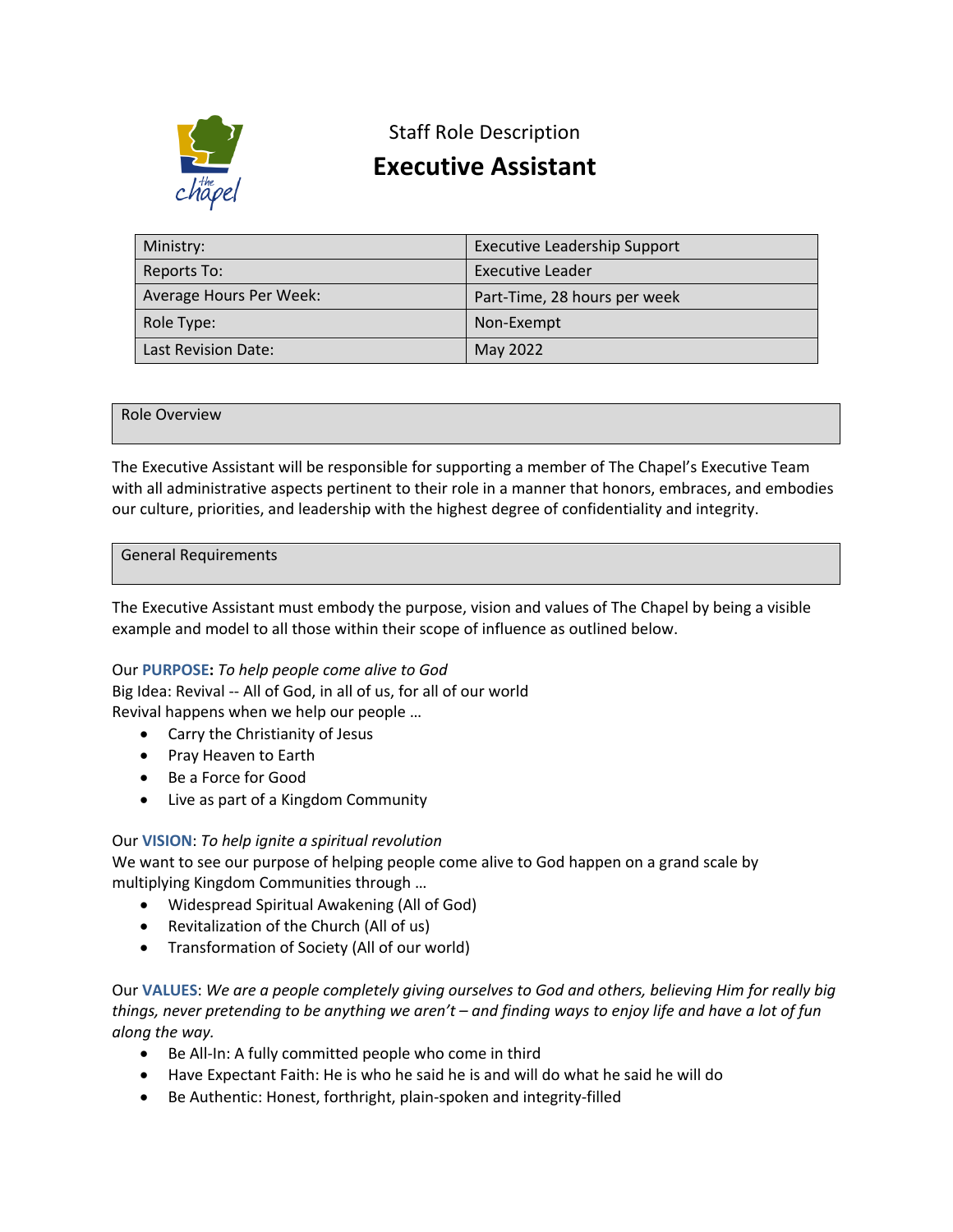Staff Role Description

# Executive Assistant

| Ministry: | Executive Leadership Support |
|---|---|
| Reports To: | Executive Leader |
| Average Hours Per Week: | Part-Time, 28 hours per week |
| Role Type: | Non-Exempt |
| Last Revision Date: | May 2022 |

## Role Overview

The Executive Assistant will be responsible for supporting a member of The Chapel's Executive Team with all administrative aspects pertinent to their role in a manner that honors, embraces, and embodies our culture, priorities, and leadership with the highest degree of confidentiality and integrity.

## General Requirements

The Executive Assistant must embody the purpose, vision and values of The Chapel by being a visible example and model to all those within their scope of influence as outlined below.

Our **PURPOSE:** *To help people come alive to God*
Big Idea: Revival -- All of God, in all of us, for all of our world
Revival happens when we help our people …

- Carry the Christianity of Jesus
- Pray Heaven to Earth
- Be a Force for Good
- Live as part of a Kingdom Community

Our **VISION**: *To help ignite a spiritual revolution*
We want to see our purpose of helping people come alive to God happen on a grand scale by multiplying Kingdom Communities through …

- Widespread Spiritual Awakening (All of God)
- Revitalization of the Church (All of us)
- Transformation of Society (All of our world)

Our **VALUES**: *We are a people completely giving ourselves to God and others, believing Him for really big things, never pretending to be anything we aren't – and finding ways to enjoy life and have a lot of fun along the way.*

- Be All-In: A fully committed people who come in third
- Have Expectant Faith: He is who he said he is and will do what he said he will do
- Be Authentic: Honest, forthright, plain-spoken and integrity-filled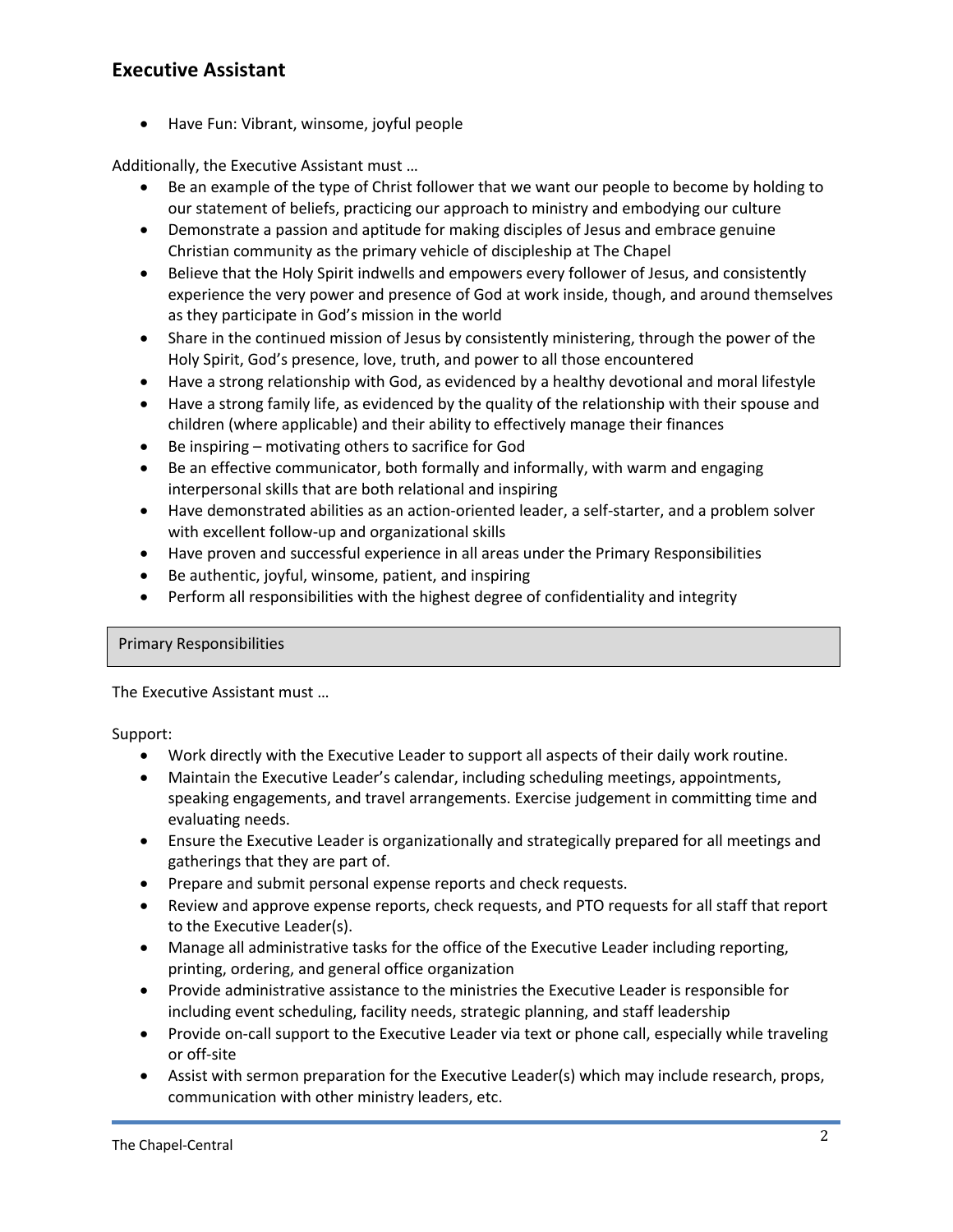- Have Fun: Vibrant, winsome, joyful people

Additionally, the Executive Assistant must …

- Be an example of the type of Christ follower that we want our people to become by holding to our statement of beliefs, practicing our approach to ministry and embodying our culture
- Demonstrate a passion and aptitude for making disciples of Jesus and embrace genuine Christian community as the primary vehicle of discipleship at The Chapel
- Believe that the Holy Spirit indwells and empowers every follower of Jesus, and consistently experience the very power and presence of God at work inside, though, and around themselves as they participate in God's mission in the world
- Share in the continued mission of Jesus by consistently ministering, through the power of the Holy Spirit, God's presence, love, truth, and power to all those encountered
- Have a strong relationship with God, as evidenced by a healthy devotional and moral lifestyle
- Have a strong family life, as evidenced by the quality of the relationship with their spouse and children (where applicable) and their ability to effectively manage their finances
- Be inspiring – motivating others to sacrifice for God
- Be an effective communicator, both formally and informally, with warm and engaging interpersonal skills that are both relational and inspiring
- Have demonstrated abilities as an action-oriented leader, a self-starter, and a problem solver with excellent follow-up and organizational skills
- Have proven and successful experience in all areas under the Primary Responsibilities
- Be authentic, joyful, winsome, patient, and inspiring
- Perform all responsibilities with the highest degree of confidentiality and integrity

## Primary Responsibilities

The Executive Assistant must …

Support:

- Work directly with the Executive Leader to support all aspects of their daily work routine.
- Maintain the Executive Leader's calendar, including scheduling meetings, appointments, speaking engagements, and travel arrangements. Exercise judgement in committing time and evaluating needs.
- Ensure the Executive Leader is organizationally and strategically prepared for all meetings and gatherings that they are part of.
- Prepare and submit personal expense reports and check requests.
- Review and approve expense reports, check requests, and PTO requests for all staff that report to the Executive Leader(s).
- Manage all administrative tasks for the office of the Executive Leader including reporting, printing, ordering, and general office organization
- Provide administrative assistance to the ministries the Executive Leader is responsible for including event scheduling, facility needs, strategic planning, and staff leadership
- Provide on-call support to the Executive Leader via text or phone call, especially while traveling or off-site
- Assist with sermon preparation for the Executive Leader(s) which may include research, props, communication with other ministry leaders, etc.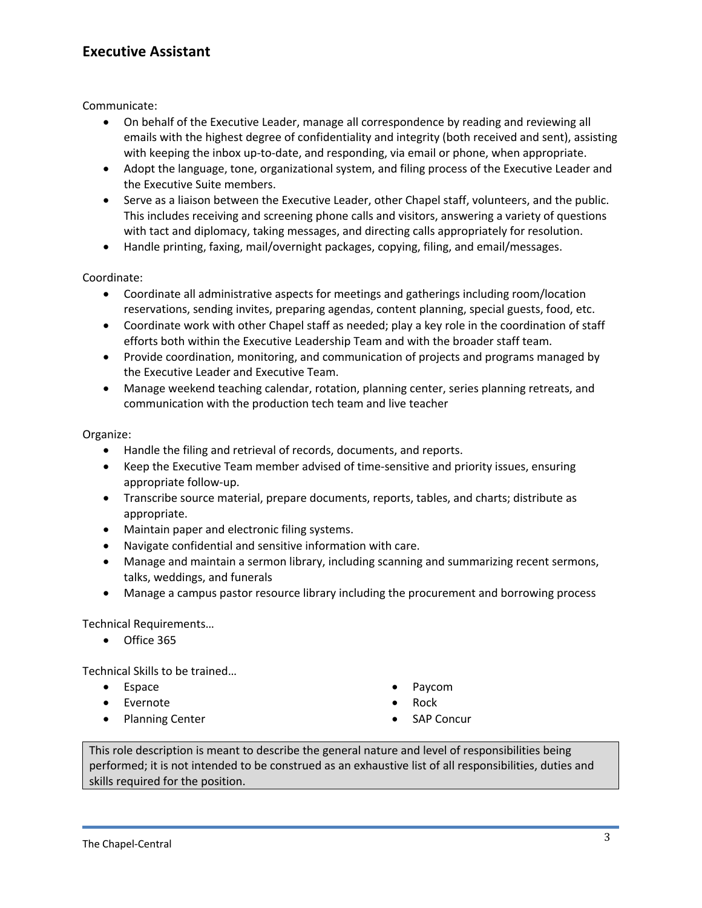## Executive Assistant

Communicate:

- On behalf of the Executive Leader, manage all correspondence by reading and reviewing all emails with the highest degree of confidentiality and integrity (both received and sent), assisting with keeping the inbox up-to-date, and responding, via email or phone, when appropriate.
- Adopt the language, tone, organizational system, and filing process of the Executive Leader and the Executive Suite members.
- Serve as a liaison between the Executive Leader, other Chapel staff, volunteers, and the public. This includes receiving and screening phone calls and visitors, answering a variety of questions with tact and diplomacy, taking messages, and directing calls appropriately for resolution.
- Handle printing, faxing, mail/overnight packages, copying, filing, and email/messages.

Coordinate:

- Coordinate all administrative aspects for meetings and gatherings including room/location reservations, sending invites, preparing agendas, content planning, special guests, food, etc.
- Coordinate work with other Chapel staff as needed; play a key role in the coordination of staff efforts both within the Executive Leadership Team and with the broader staff team.
- Provide coordination, monitoring, and communication of projects and programs managed by the Executive Leader and Executive Team.
- Manage weekend teaching calendar, rotation, planning center, series planning retreats, and communication with the production tech team and live teacher

Organize:

- Handle the filing and retrieval of records, documents, and reports.
- Keep the Executive Team member advised of time-sensitive and priority issues, ensuring appropriate follow-up.
- Transcribe source material, prepare documents, reports, tables, and charts; distribute as appropriate.
- Maintain paper and electronic filing systems.
- Navigate confidential and sensitive information with care.
- Manage and maintain a sermon library, including scanning and summarizing recent sermons, talks, weddings, and funerals
- Manage a campus pastor resource library including the procurement and borrowing process

Technical Requirements…

- Office 365

Technical Skills to be trained…

- Espace
- Evernote
- Planning Center
- Paycom
- Rock
- SAP Concur

This role description is meant to describe the general nature and level of responsibilities being performed; it is not intended to be construed as an exhaustive list of all responsibilities, duties and skills required for the position.